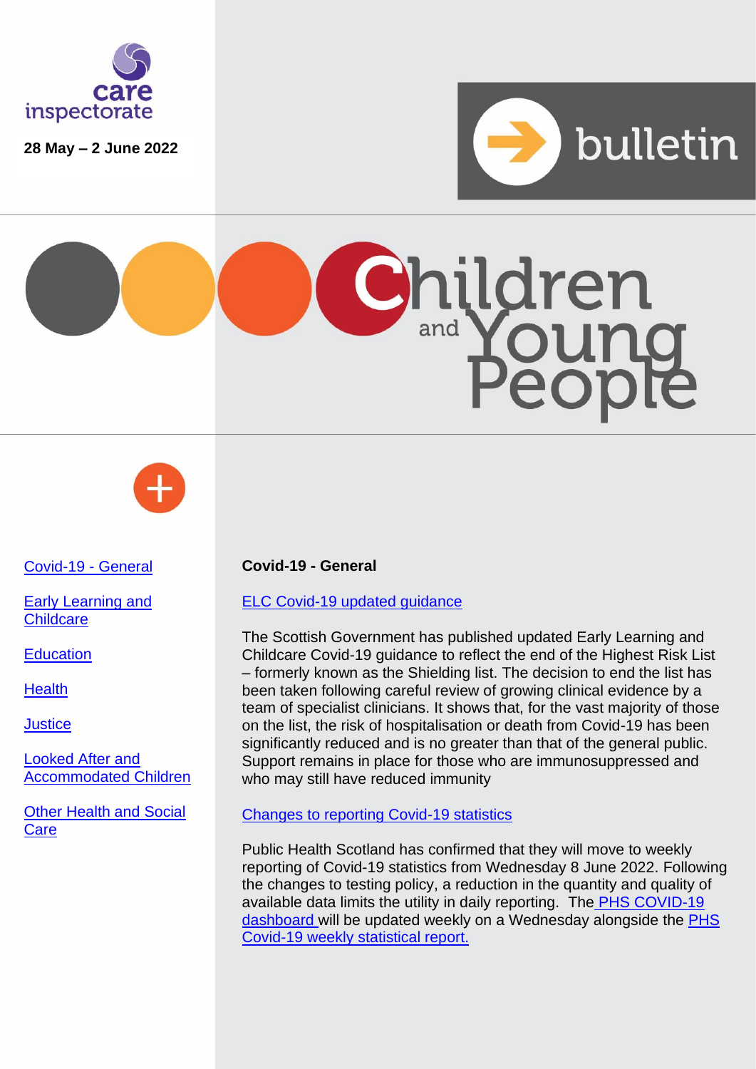care inspectorate

**28 May – 2 June 2022**

bulletin

# Children and Young People

- [Covid-19 - General]()
- [Early Learning and Childcare]()
- [Education]()
- [Health]()
- [Justice]()
- [Looked After and Accommodated Children]()
- [Other Health and Social Care]()

## Covid-19 - General

[ELC Covid-19 updated guidance]()

The Scottish Government has published updated Early Learning and Childcare Covid-19 guidance to reflect the end of the Highest Risk List – formerly known as the Shielding list. The decision to end the list has been taken following careful review of growing clinical evidence by a team of specialist clinicians. It shows that, for the vast majority of those on the list, the risk of hospitalisation or death from Covid-19 has been significantly reduced and is no greater than that of the general public. Support remains in place for those who are immunosuppressed and who may still have reduced immunity

[Changes to reporting Covid-19 statistics]()

Public Health Scotland has confirmed that they will move to weekly reporting of Covid-19 statistics from Wednesday 8 June 2022. Following the changes to testing policy, a reduction in the quantity and quality of available data limits the utility in daily reporting. The [PHS COVID-19 dashboard]() will be updated weekly on a Wednesday alongside the [PHS Covid-19 weekly statistical report.]()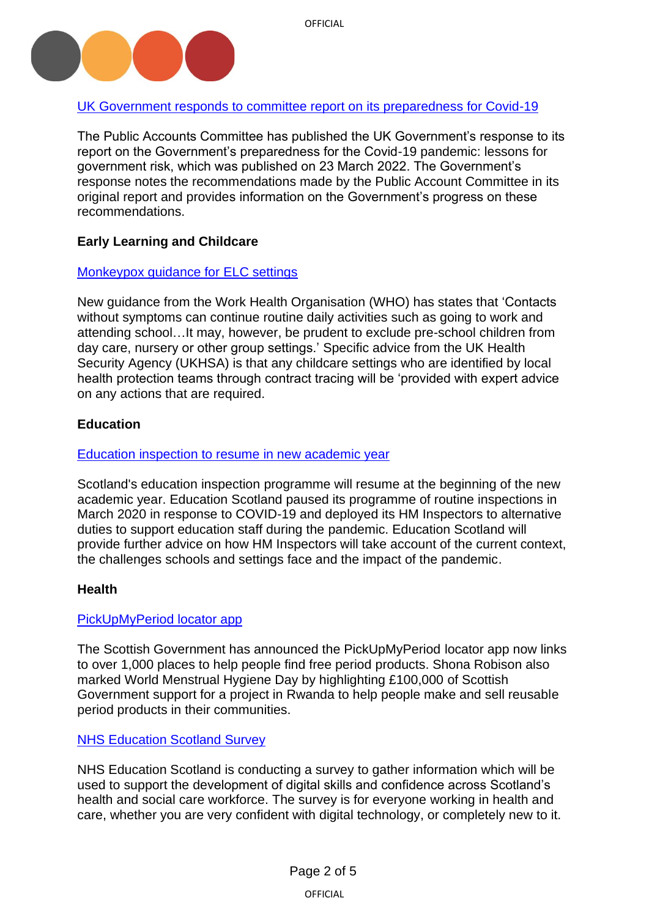[UK Government responds to committee report on its preparedness for Covid-19]

The Public Accounts Committee has published the UK Government's response to its report on the Government's preparedness for the Covid-19 pandemic: lessons for government risk, which was published on 23 March 2022. The Government's response notes the recommendations made by the Public Account Committee in its original report and provides information on the Government's progress on these recommendations.

**Early Learning and Childcare**

[Monkeypox guidance for ELC settings]

New guidance from the Work Health Organisation (WHO) has states that 'Contacts without symptoms can continue routine daily activities such as going to work and attending school…It may, however, be prudent to exclude pre-school children from day care, nursery or other group settings.' Specific advice from the UK Health Security Agency (UKHSA) is that any childcare settings who are identified by local health protection teams through contract tracing will be 'provided with expert advice on any actions that are required.

**Education**

[Education inspection to resume in new academic year]

Scotland's education inspection programme will resume at the beginning of the new academic year. Education Scotland paused its programme of routine inspections in March 2020 in response to COVID-19 and deployed its HM Inspectors to alternative duties to support education staff during the pandemic. Education Scotland will provide further advice on how HM Inspectors will take account of the current context, the challenges schools and settings face and the impact of the pandemic.

**Health**

[PickUpMyPeriod locator app]

The Scottish Government has announced the PickUpMyPeriod locator app now links to over 1,000 places to help people find free period products. Shona Robison also marked World Menstrual Hygiene Day by highlighting £100,000 of Scottish Government support for a project in Rwanda to help people make and sell reusable period products in their communities.

[NHS Education Scotland Survey]

NHS Education Scotland is conducting a survey to gather information which will be used to support the development of digital skills and confidence across Scotland's health and social care workforce. The survey is for everyone working in health and care, whether you are very confident with digital technology, or completely new to it.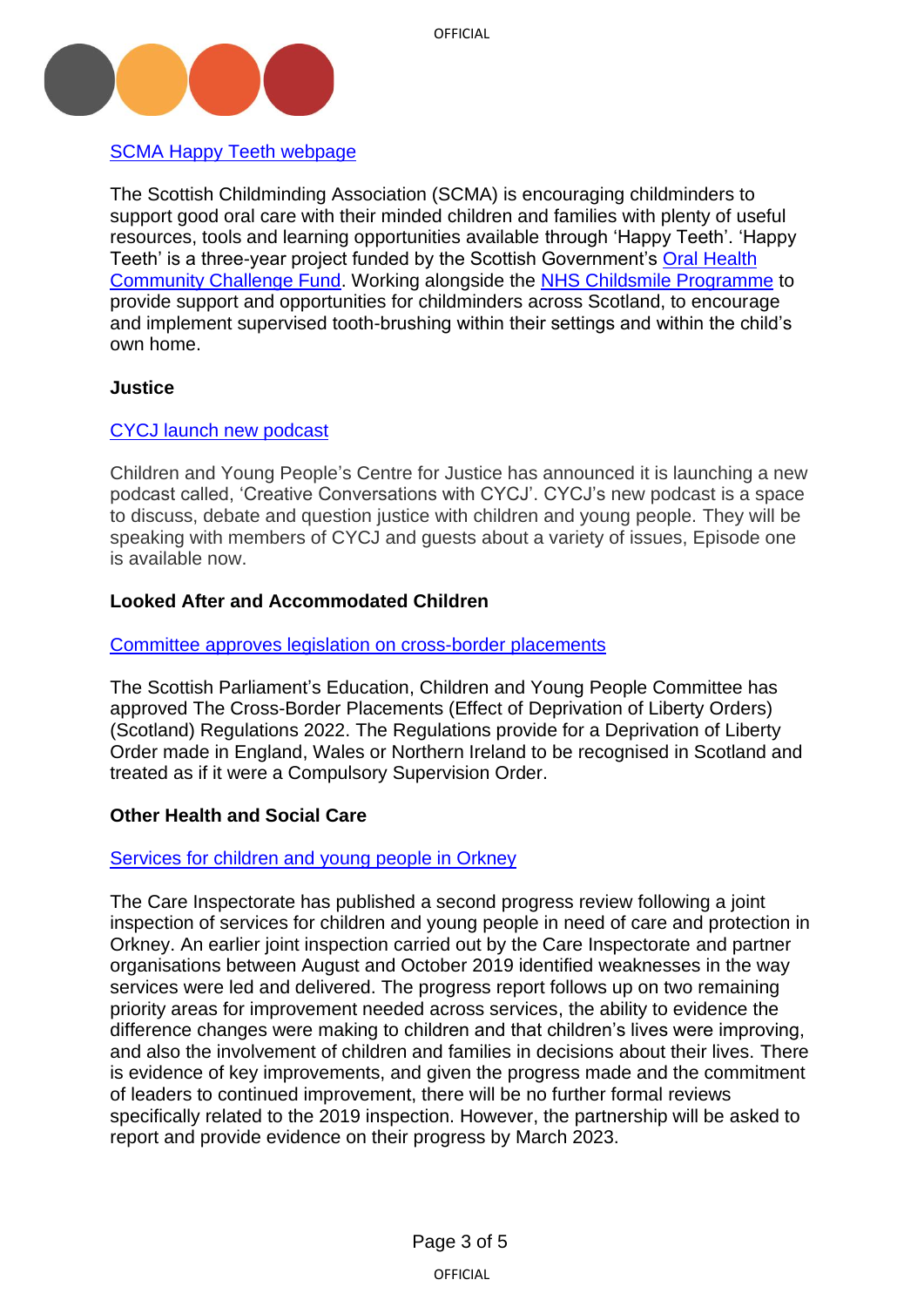[SCMA Happy Teeth webpage]

The Scottish Childminding Association (SCMA) is encouraging childminders to support good oral care with their minded children and families with plenty of useful resources, tools and learning opportunities available through 'Happy Teeth'. 'Happy Teeth' is a three-year project funded by the Scottish Government's [Oral Health Community Challenge Fund]. Working alongside the [NHS Childsmile Programme] to provide support and opportunities for childminders across Scotland, to encourage and implement supervised tooth-brushing within their settings and within the child's own home.

**Justice**

[CYCJ launch new podcast]

Children and Young People's Centre for Justice has announced it is launching a new podcast called, 'Creative Conversations with CYCJ'. CYCJ's new podcast is a space to discuss, debate and question justice with children and young people. They will be speaking with members of CYCJ and guests about a variety of issues, Episode one is available now.

**Looked After and Accommodated Children**

[Committee approves legislation on cross-border placements]

The Scottish Parliament's Education, Children and Young People Committee has approved The Cross-Border Placements (Effect of Deprivation of Liberty Orders) (Scotland) Regulations 2022. The Regulations provide for a Deprivation of Liberty Order made in England, Wales or Northern Ireland to be recognised in Scotland and treated as if it were a Compulsory Supervision Order.

**Other Health and Social Care**

[Services for children and young people in Orkney]

The Care Inspectorate has published a second progress review following a joint inspection of services for children and young people in need of care and protection in Orkney. An earlier joint inspection carried out by the Care Inspectorate and partner organisations between August and October 2019 identified weaknesses in the way services were led and delivered. The progress report follows up on two remaining priority areas for improvement needed across services, the ability to evidence the difference changes were making to children and that children's lives were improving, and also the involvement of children and families in decisions about their lives. There is evidence of key improvements, and given the progress made and the commitment of leaders to continued improvement, there will be no further formal reviews specifically related to the 2019 inspection. However, the partnership will be asked to report and provide evidence on their progress by March 2023.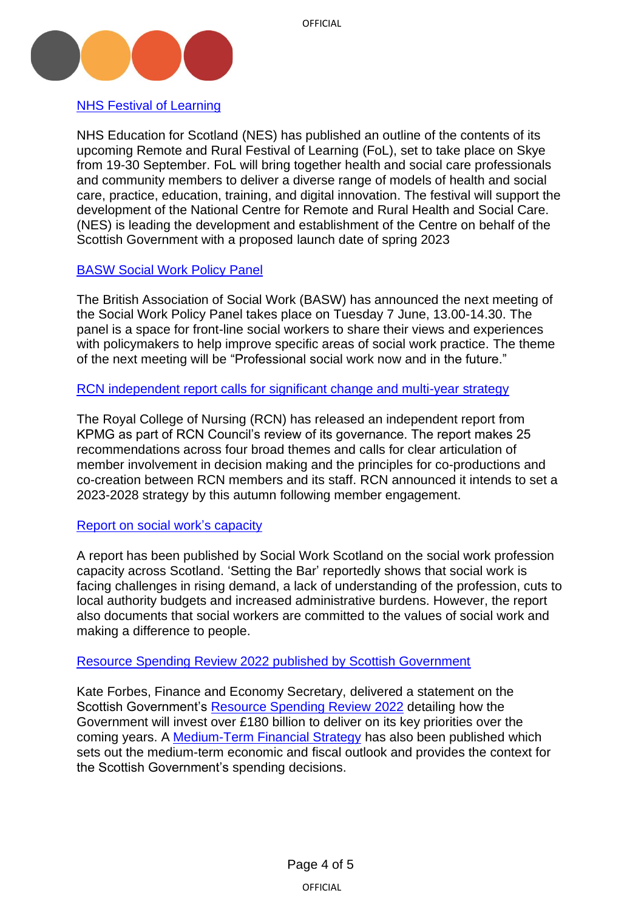### NHS Festival of Learning

NHS Education for Scotland (NES) has published an outline of the contents of its upcoming Remote and Rural Festival of Learning (FoL), set to take place on Skye from 19-30 September. FoL will bring together health and social care professionals and community members to deliver a diverse range of models of health and social care, practice, education, training, and digital innovation. The festival will support the development of the National Centre for Remote and Rural Health and Social Care. (NES) is leading the development and establishment of the Centre on behalf of the Scottish Government with a proposed launch date of spring 2023

### BASW Social Work Policy Panel

The British Association of Social Work (BASW) has announced the next meeting of the Social Work Policy Panel takes place on Tuesday 7 June, 13.00-14.30. The panel is a space for front-line social workers to share their views and experiences with policymakers to help improve specific areas of social work practice. The theme of the next meeting will be "Professional social work now and in the future."

### RCN independent report calls for significant change and multi-year strategy

The Royal College of Nursing (RCN) has released an independent report from KPMG as part of RCN Council's review of its governance. The report makes 25 recommendations across four broad themes and calls for clear articulation of member involvement in decision making and the principles for co-productions and co-creation between RCN members and its staff. RCN announced it intends to set a 2023-2028 strategy by this autumn following member engagement.

### Report on social work's capacity

A report has been published by Social Work Scotland on the social work profession capacity across Scotland. 'Setting the Bar' reportedly shows that social work is facing challenges in rising demand, a lack of understanding of the profession, cuts to local authority budgets and increased administrative burdens. However, the report also documents that social workers are committed to the values of social work and making a difference to people.

### Resource Spending Review 2022 published by Scottish Government

Kate Forbes, Finance and Economy Secretary, delivered a statement on the Scottish Government's Resource Spending Review 2022 detailing how the Government will invest over £180 billion to deliver on its key priorities over the coming years. A Medium-Term Financial Strategy has also been published which sets out the medium-term economic and fiscal outlook and provides the context for the Scottish Government's spending decisions.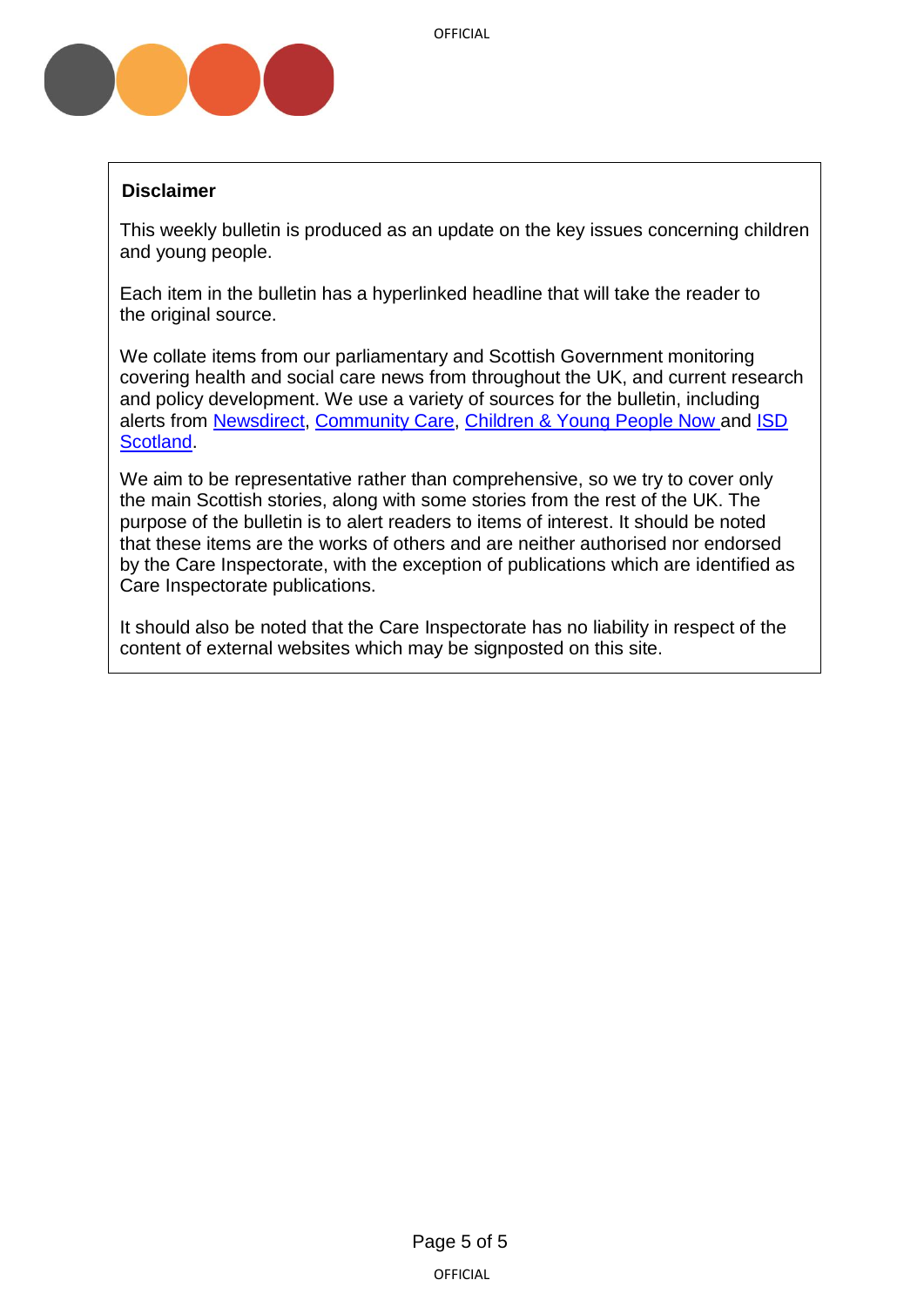**Disclaimer**

This weekly bulletin is produced as an update on the key issues concerning children and young people.

Each item in the bulletin has a hyperlinked headline that will take the reader to the original source.

We collate items from our parliamentary and Scottish Government monitoring covering health and social care news from throughout the UK, and current research and policy development. We use a variety of sources for the bulletin, including alerts from Newsdirect, Community Care, Children & Young People Now and ISD Scotland.

We aim to be representative rather than comprehensive, so we try to cover only the main Scottish stories, along with some stories from the rest of the UK. The purpose of the bulletin is to alert readers to items of interest. It should be noted that these items are the works of others and are neither authorised nor endorsed by the Care Inspectorate, with the exception of publications which are identified as Care Inspectorate publications.

It should also be noted that the Care Inspectorate has no liability in respect of the content of external websites which may be signposted on this site.